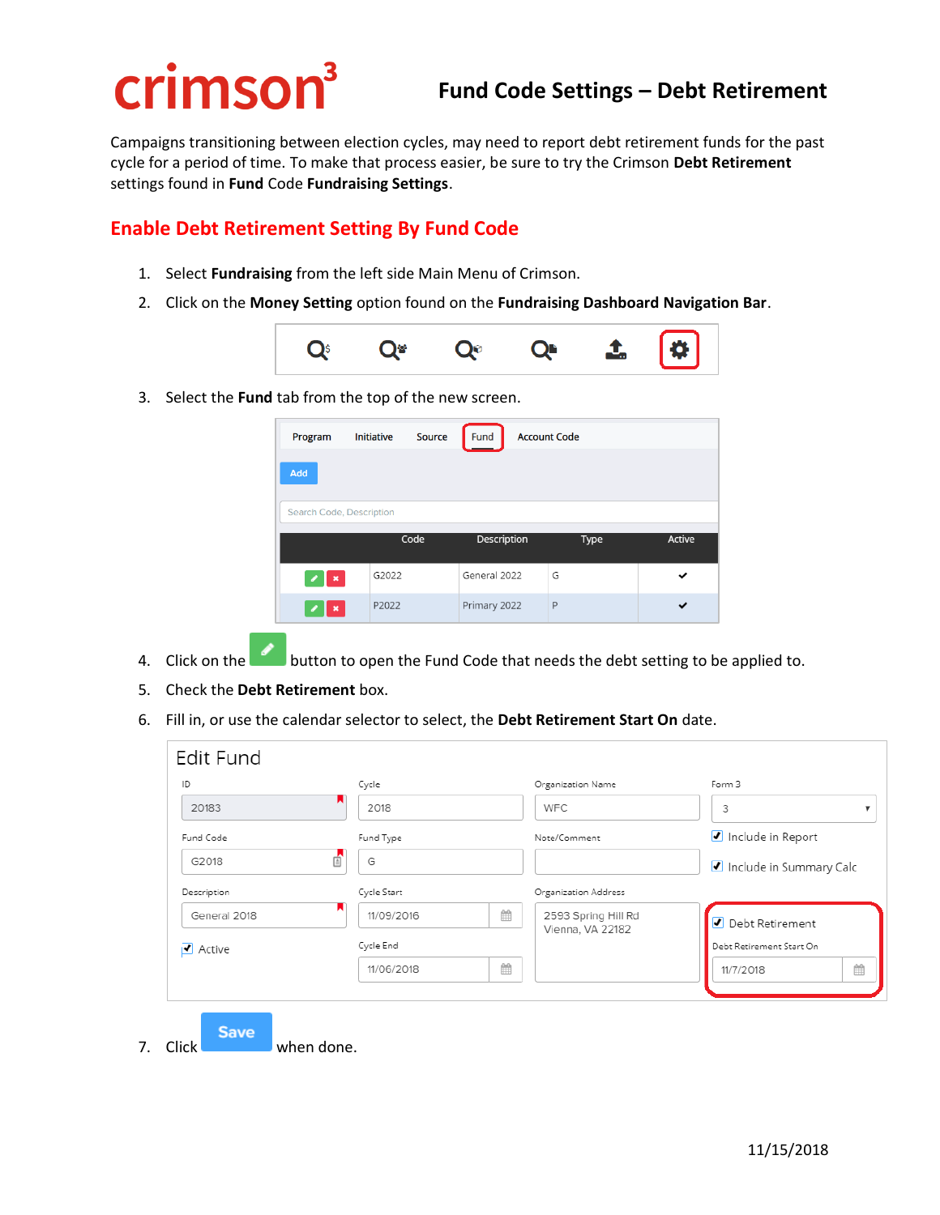# crimson³

## Fund Code Settings – Debt Retirement

Campaigns transitioning between election cycles, may need to report debt retirement funds for the past cycle for a period of time. To make that process easier, be sure to try the Crimson **Debt Retirement** settings found in **Fund** Code **Fundraising Settings**.

## Enable Debt Retirement Setting By Fund Code

1. Select **Fundraising** from the left side Main Menu of Crimson.
2. Click on the **Money Setting** option found on the **Fundraising Dashboard Navigation Bar**.
3. Select the **Fund** tab from the top of the new screen.

| Program | Initiative | Source | Fund | Account Code |
|---|---|---|---|---|

Add

Search Code, Description

| | Code | Description | Type | Active |
|---|---|---|---|---|
| | G2022 | General 2022 | G | ✔ |
| | P2022 | Primary 2022 | P | ✔ |

4. Click on the button to open the Fund Code that needs the debt setting to be applied to.
5. Check the **Debt Retirement** box.
6. Fill in, or use the calendar selector to select, the **Debt Retirement Start On** date.

**Edit Fund**

| ID | Cycle | Organization Name | Form 3 |
|---|---|---|---|
| 20183 | 2018 | WFC | 3 |
| **Fund Code** | **Fund Type** | **Note/Comment** | ☑ Include in Report |
| G2018 | G | | ☑ Include in Summary Calc |
| **Description** | **Cycle Start** | **Organization Address** | ☑ Debt Retirement |
| General 2018 | 11/09/2016 | 2593 Spring Hill Rd Vienna, VA 22182 | **Debt Retirement Start On** |
| ☑ Active | **Cycle End** | | 11/7/2018 |
| | 11/06/2018 | | |

7. Click **Save** when done.

11/15/2018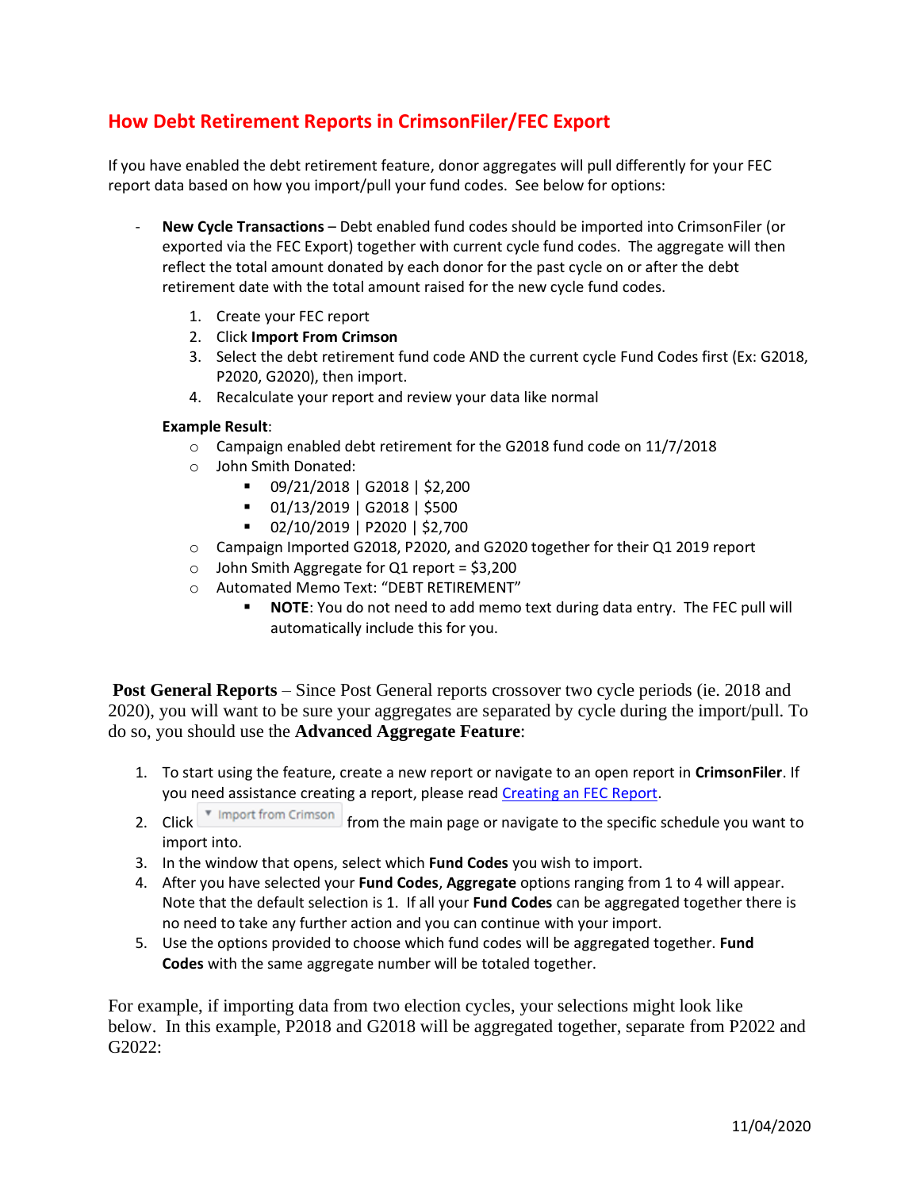## How Debt Retirement Reports in CrimsonFiler/FEC Export

If you have enabled the debt retirement feature, donor aggregates will pull differently for your FEC report data based on how you import/pull your fund codes. See below for options:

- **New Cycle Transactions** – Debt enabled fund codes should be imported into CrimsonFiler (or exported via the FEC Export) together with current cycle fund codes. The aggregate will then reflect the total amount donated by each donor for the past cycle on or after the debt retirement date with the total amount raised for the new cycle fund codes.

  1. Create your FEC report
  2. Click **Import From Crimson**
  3. Select the debt retirement fund code AND the current cycle Fund Codes first (Ex: G2018, P2020, G2020), then import.
  4. Recalculate your report and review your data like normal

  **Example Result**:
  - Campaign enabled debt retirement for the G2018 fund code on 11/7/2018
  - John Smith Donated:
    - 09/21/2018 | G2018 | $2,200
    - 01/13/2019 | G2018 | $500
    - 02/10/2019 | P2020 | $2,700
  - Campaign Imported G2018, P2020, and G2020 together for their Q1 2019 report
  - John Smith Aggregate for Q1 report = $3,200
  - Automated Memo Text: "DEBT RETIREMENT"
    - **NOTE**: You do not need to add memo text during data entry. The FEC pull will automatically include this for you.

**Post General Reports** – Since Post General reports crossover two cycle periods (ie. 2018 and 2020), you will want to be sure your aggregates are separated by cycle during the import/pull. To do so, you should use the **Advanced Aggregate Feature**:

1. To start using the feature, create a new report or navigate to an open report in **CrimsonFiler**. If you need assistance creating a report, please read [Creating an FEC Report](Creating an FEC Report).
2. Click [Import from Crimson] from the main page or navigate to the specific schedule you want to import into.
3. In the window that opens, select which **Fund Codes** you wish to import.
4. After you have selected your **Fund Codes**, **Aggregate** options ranging from 1 to 4 will appear. Note that the default selection is 1. If all your **Fund Codes** can be aggregated together there is no need to take any further action and you can continue with your import.
5. Use the options provided to choose which fund codes will be aggregated together. **Fund Codes** with the same aggregate number will be totaled together.

For example, if importing data from two election cycles, your selections might look like below. In this example, P2018 and G2018 will be aggregated together, separate from P2022 and G2022:

11/04/2020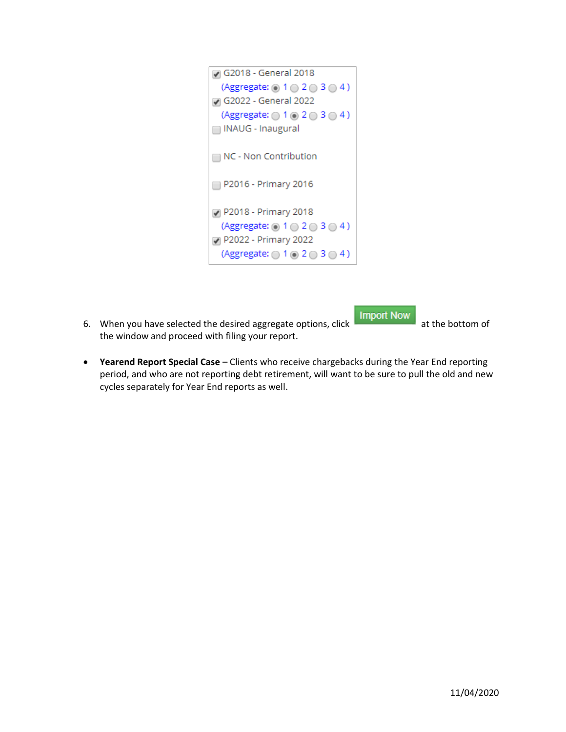- [x] G2018 - General 2018
  (Aggregate: (•) 1 ( ) 2 ( ) 3 ( ) 4 )
- [x] G2022 - General 2022
  (Aggregate: ( ) 1 (•) 2 ( ) 3 ( ) 4 )
- [ ] INAUG - Inaugural
- [ ] NC - Non Contribution
- [ ] P2016 - Primary 2016
- [x] P2018 - Primary 2018
  (Aggregate: (•) 1 ( ) 2 ( ) 3 ( ) 4 )
- [x] P2022 - Primary 2022
  (Aggregate: ( ) 1 (•) 2 ( ) 3 ( ) 4 )

6. When you have selected the desired aggregate options, click **Import Now** at the bottom of the window and proceed with filing your report.

- **Yearend Report Special Case** – Clients who receive chargebacks during the Year End reporting period, and who are not reporting debt retirement, will want to be sure to pull the old and new cycles separately for Year End reports as well.

11/04/2020